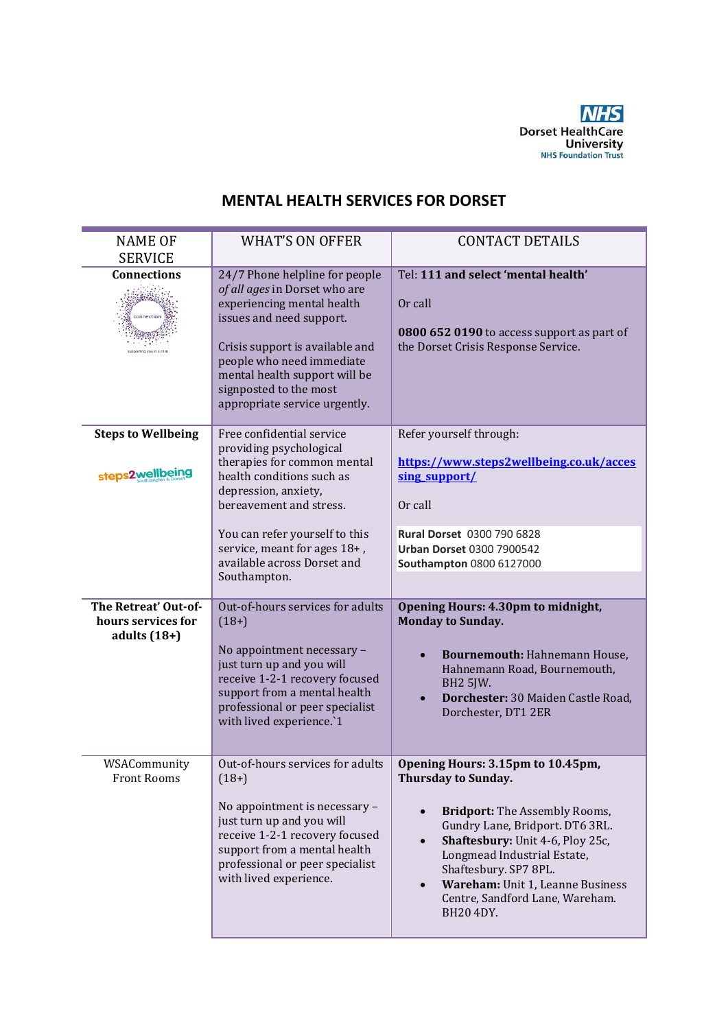# MENTAL HEALTH SERVICES FOR DORSET

| NAME OF SERVICE | WHAT'S ON OFFER | CONTACT DETAILS |
|---|---|---|
| **Connections** | 24/7 Phone helpline for people *of all ages* in Dorset who are experiencing mental health issues and need support.<br><br>Crisis support is available and people who need immediate mental health support will be signposted to the most appropriate service urgently. | Tel: **111 and select 'mental health'**<br><br>Or call<br><br>**0800 652 0190** to access support as part of the Dorset Crisis Response Service. |
| **Steps to Wellbeing** | Free confidential service providing psychological therapies for common mental health conditions such as depression, anxiety, bereavement and stress.<br><br>You can refer yourself to this service, meant for ages 18+ , available across Dorset and Southampton. | Refer yourself through:<br><br>**https://www.steps2wellbeing.co.uk/accessing_support/**<br><br>Or call<br><br>**Rural Dorset** 0300 790 6828<br>**Urban Dorset** 0300 7900542<br>**Southampton** 0800 6127000 |
| **The Retreat' Out-of-hours services for adults (18+)** | Out-of-hours services for adults (18+)<br><br>No appointment necessary – just turn up and you will receive 1-2-1 recovery focused support from a mental health professional or peer specialist with lived experience.`1 | **Opening Hours: 4.30pm to midnight, Monday to Sunday.**<br><br>• **Bournemouth:** Hahnemann House, Hahnemann Road, Bournemouth, BH2 5JW.<br>• **Dorchester:** 30 Maiden Castle Road, Dorchester, DT1 2ER |
| WSACommunity Front Rooms | Out-of-hours services for adults (18+)<br><br>No appointment is necessary – just turn up and you will receive 1-2-1 recovery focused support from a mental health professional or peer specialist with lived experience. | **Opening Hours: 3.15pm to 10.45pm, Thursday to Sunday.**<br><br>• **Bridport:** The Assembly Rooms, Gundry Lane, Bridport. DT6 3RL.<br>• **Shaftesbury:** Unit 4-6, Ploy 25c, Longmead Industrial Estate, Shaftesbury. SP7 8PL.<br>• **Wareham:** Unit 1, Leanne Business Centre, Sandford Lane, Wareham. BH20 4DY. |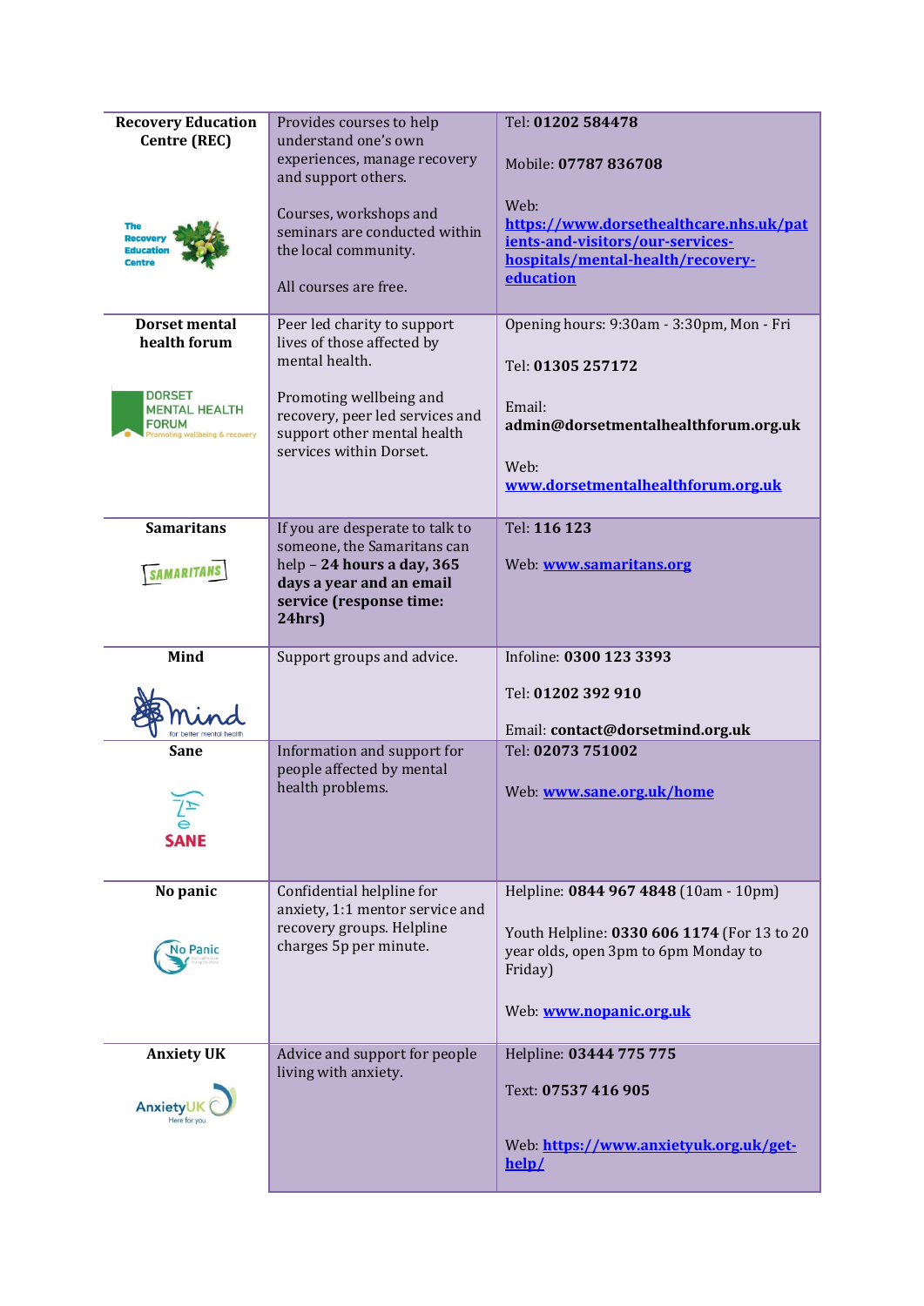| | | |
|---|---|---|
| **Recovery Education Centre (REC)** | Provides courses to help understand one's own experiences, manage recovery and support others.<br><br>Courses, workshops and seminars are conducted within the local community.<br><br>All courses are free. | Tel: **01202 584478**<br><br>Mobile: **07787 836708**<br><br>Web: **https://www.dorsethealthcare.nhs.uk/patients-and-visitors/our-services-hospitals/mental-health/recovery-education** |
| **Dorset mental health forum** | Peer led charity to support lives of those affected by mental health.<br><br>Promoting wellbeing and recovery, peer led services and support other mental health services within Dorset. | Opening hours: 9:30am - 3:30pm, Mon - Fri<br><br>Tel: **01305 257172**<br><br>Email: **admin@dorsetmentalhealthforum.org.uk**<br><br>Web: **www.dorsetmentalhealthforum.org.uk** |
| **Samaritans** | If you are desperate to talk to someone, the Samaritans can help – **24 hours a day, 365 days a year and an email service (response time: 24hrs)** | Tel: **116 123**<br><br>Web: **www.samaritans.org** |
| **Mind** | Support groups and advice. | Infoline: **0300 123 3393**<br><br>Tel: **01202 392 910**<br><br>Email: **contact@dorsetmind.org.uk** |
| **Sane** | Information and support for people affected by mental health problems. | Tel: **02073 751002**<br><br>Web: **www.sane.org.uk/home** |
| **No panic** | Confidential helpline for anxiety, 1:1 mentor service and recovery groups. Helpline charges 5p per minute. | Helpline: **0844 967 4848** (10am - 10pm)<br><br>Youth Helpline: **0330 606 1174** (For 13 to 20 year olds, open 3pm to 6pm Monday to Friday)<br><br>Web: **www.nopanic.org.uk** |
| **Anxiety UK** | Advice and support for people living with anxiety. | Helpline: **03444 775 775**<br><br>Text: **07537 416 905**<br><br>Web: **https://www.anxietyuk.org.uk/get-help/** |